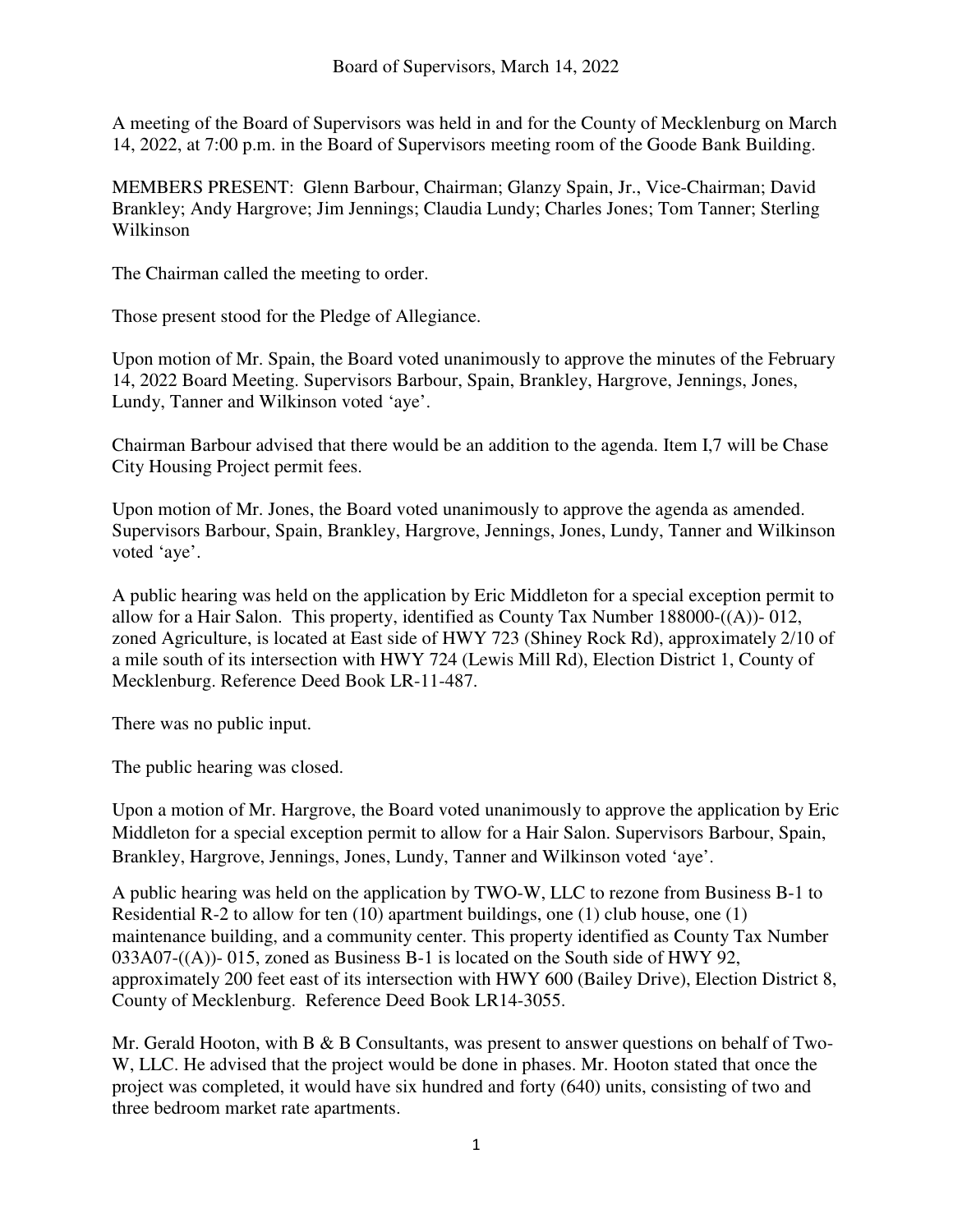# Board of Supervisors, March 14, 2022

A meeting of the Board of Supervisors was held in and for the County of Mecklenburg on March 14, 2022, at 7:00 p.m. in the Board of Supervisors meeting room of the Goode Bank Building.

MEMBERS PRESENT: Glenn Barbour, Chairman; Glanzy Spain, Jr., Vice-Chairman; David Brankley; Andy Hargrove; Jim Jennings; Claudia Lundy; Charles Jones; Tom Tanner; Sterling Wilkinson

The Chairman called the meeting to order.

Those present stood for the Pledge of Allegiance.

Upon motion of Mr. Spain, the Board voted unanimously to approve the minutes of the February 14, 2022 Board Meeting. Supervisors Barbour, Spain, Brankley, Hargrove, Jennings, Jones, Lundy, Tanner and Wilkinson voted 'aye'.

Chairman Barbour advised that there would be an addition to the agenda. Item I,7 will be Chase City Housing Project permit fees.

Upon motion of Mr. Jones, the Board voted unanimously to approve the agenda as amended. Supervisors Barbour, Spain, Brankley, Hargrove, Jennings, Jones, Lundy, Tanner and Wilkinson voted 'aye'.

A public hearing was held on the application by Eric Middleton for a special exception permit to allow for a Hair Salon. This property, identified as County Tax Number 188000-((A))- 012, zoned Agriculture, is located at East side of HWY 723 (Shiney Rock Rd), approximately 2/10 of a mile south of its intersection with HWY 724 (Lewis Mill Rd), Election District 1, County of Mecklenburg. Reference Deed Book LR-11-487.

There was no public input.

The public hearing was closed.

Upon a motion of Mr. Hargrove, the Board voted unanimously to approve the application by Eric Middleton for a special exception permit to allow for a Hair Salon. Supervisors Barbour, Spain, Brankley, Hargrove, Jennings, Jones, Lundy, Tanner and Wilkinson voted 'aye'.

A public hearing was held on the application by TWO-W, LLC to rezone from Business B-1 to Residential R-2 to allow for ten (10) apartment buildings, one (1) club house, one (1) maintenance building, and a community center. This property identified as County Tax Number 033A07-((A))- 015, zoned as Business B-1 is located on the South side of HWY 92, approximately 200 feet east of its intersection with HWY 600 (Bailey Drive), Election District 8, County of Mecklenburg. Reference Deed Book LR14-3055.

Mr. Gerald Hooton, with B & B Consultants, was present to answer questions on behalf of Two-W, LLC. He advised that the project would be done in phases. Mr. Hooton stated that once the project was completed, it would have six hundred and forty (640) units, consisting of two and three bedroom market rate apartments.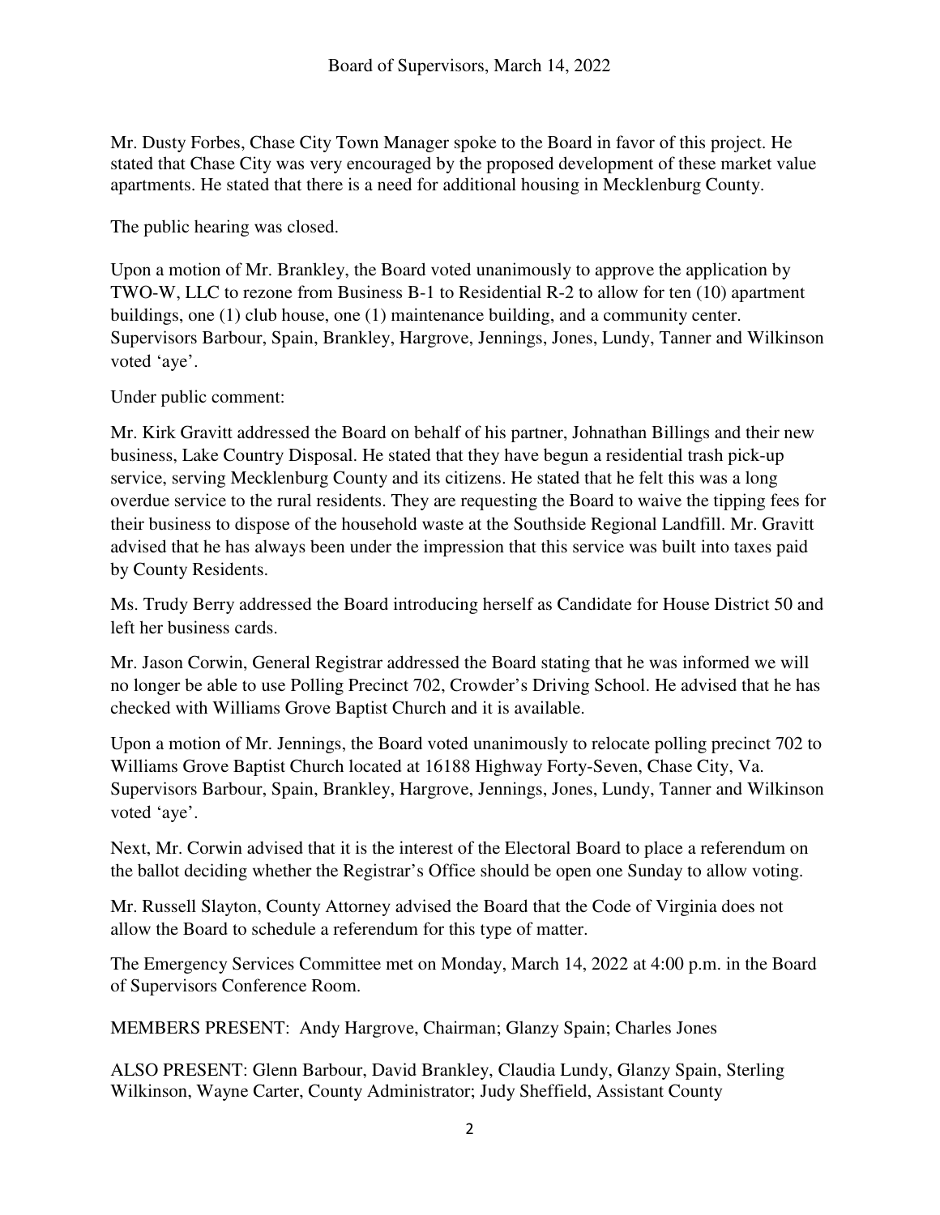Mr. Dusty Forbes, Chase City Town Manager spoke to the Board in favor of this project. He stated that Chase City was very encouraged by the proposed development of these market value apartments. He stated that there is a need for additional housing in Mecklenburg County.

The public hearing was closed.

Upon a motion of Mr. Brankley, the Board voted unanimously to approve the application by TWO-W, LLC to rezone from Business B-1 to Residential R-2 to allow for ten (10) apartment buildings, one (1) club house, one (1) maintenance building, and a community center. Supervisors Barbour, Spain, Brankley, Hargrove, Jennings, Jones, Lundy, Tanner and Wilkinson voted 'aye'.

Under public comment:

Mr. Kirk Gravitt addressed the Board on behalf of his partner, Johnathan Billings and their new business, Lake Country Disposal. He stated that they have begun a residential trash pick-up service, serving Mecklenburg County and its citizens. He stated that he felt this was a long overdue service to the rural residents. They are requesting the Board to waive the tipping fees for their business to dispose of the household waste at the Southside Regional Landfill. Mr. Gravitt advised that he has always been under the impression that this service was built into taxes paid by County Residents.

Ms. Trudy Berry addressed the Board introducing herself as Candidate for House District 50 and left her business cards.

Mr. Jason Corwin, General Registrar addressed the Board stating that he was informed we will no longer be able to use Polling Precinct 702, Crowder's Driving School. He advised that he has checked with Williams Grove Baptist Church and it is available.

Upon a motion of Mr. Jennings, the Board voted unanimously to relocate polling precinct 702 to Williams Grove Baptist Church located at 16188 Highway Forty-Seven, Chase City, Va. Supervisors Barbour, Spain, Brankley, Hargrove, Jennings, Jones, Lundy, Tanner and Wilkinson voted 'aye'.

Next, Mr. Corwin advised that it is the interest of the Electoral Board to place a referendum on the ballot deciding whether the Registrar's Office should be open one Sunday to allow voting.

Mr. Russell Slayton, County Attorney advised the Board that the Code of Virginia does not allow the Board to schedule a referendum for this type of matter.

The Emergency Services Committee met on Monday, March 14, 2022 at 4:00 p.m. in the Board of Supervisors Conference Room.

MEMBERS PRESENT: Andy Hargrove, Chairman; Glanzy Spain; Charles Jones

ALSO PRESENT: Glenn Barbour, David Brankley, Claudia Lundy, Glanzy Spain, Sterling Wilkinson, Wayne Carter, County Administrator; Judy Sheffield, Assistant County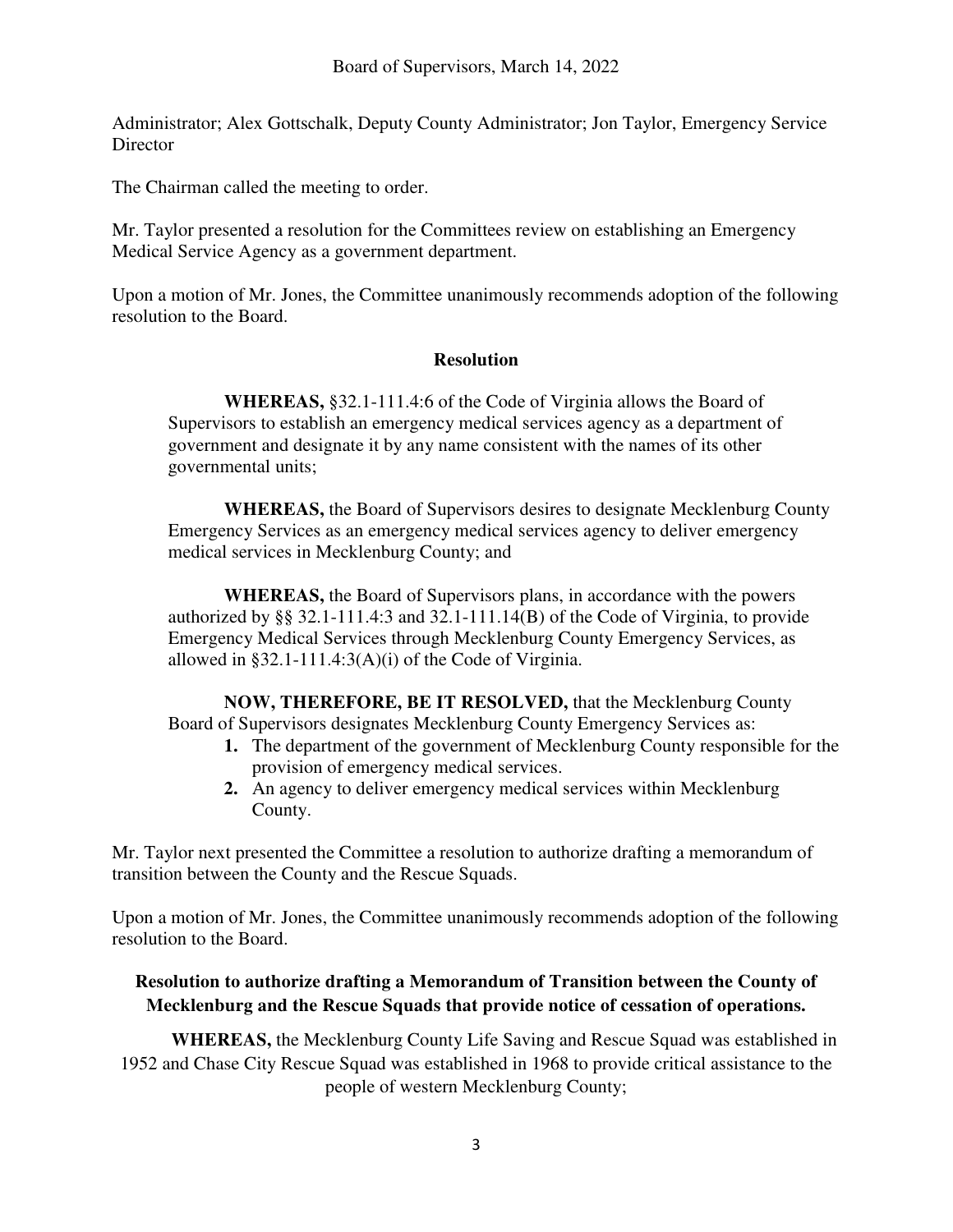Administrator; Alex Gottschalk, Deputy County Administrator; Jon Taylor, Emergency Service Director

The Chairman called the meeting to order.

Mr. Taylor presented a resolution for the Committees review on establishing an Emergency Medical Service Agency as a government department.

Upon a motion of Mr. Jones, the Committee unanimously recommends adoption of the following resolution to the Board.

**Resolution**

**WHEREAS,** §32.1-111.4:6 of the Code of Virginia allows the Board of Supervisors to establish an emergency medical services agency as a department of government and designate it by any name consistent with the names of its other governmental units;

**WHEREAS,** the Board of Supervisors desires to designate Mecklenburg County Emergency Services as an emergency medical services agency to deliver emergency medical services in Mecklenburg County; and

**WHEREAS,** the Board of Supervisors plans, in accordance with the powers authorized by §§ 32.1-111.4:3 and 32.1-111.14(B) of the Code of Virginia, to provide Emergency Medical Services through Mecklenburg County Emergency Services, as allowed in §32.1-111.4:3(A)(i) of the Code of Virginia.

**NOW, THEREFORE, BE IT RESOLVED,** that the Mecklenburg County Board of Supervisors designates Mecklenburg County Emergency Services as:

1. The department of the government of Mecklenburg County responsible for the provision of emergency medical services.
2. An agency to deliver emergency medical services within Mecklenburg County.

Mr. Taylor next presented the Committee a resolution to authorize drafting a memorandum of transition between the County and the Rescue Squads.

Upon a motion of Mr. Jones, the Committee unanimously recommends adoption of the following resolution to the Board.

**Resolution to authorize drafting a Memorandum of Transition between the County of Mecklenburg and the Rescue Squads that provide notice of cessation of operations.**

**WHEREAS,** the Mecklenburg County Life Saving and Rescue Squad was established in 1952 and Chase City Rescue Squad was established in 1968 to provide critical assistance to the people of western Mecklenburg County;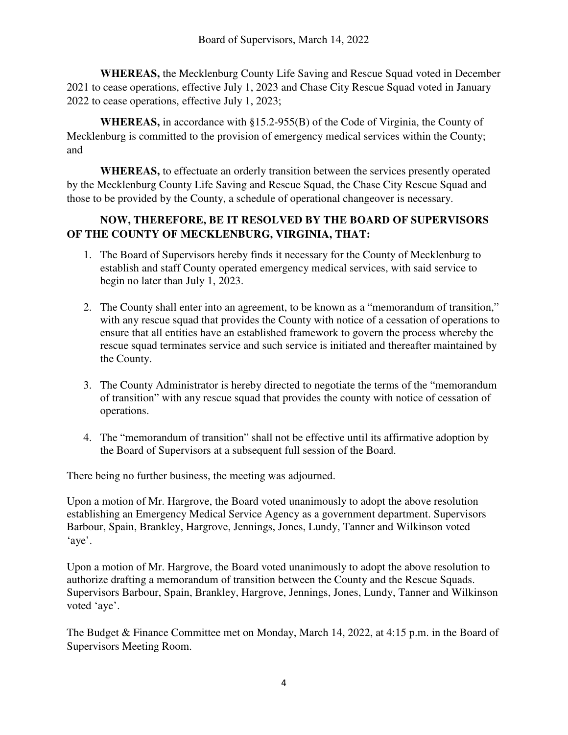**WHEREAS,** the Mecklenburg County Life Saving and Rescue Squad voted in December 2021 to cease operations, effective July 1, 2023 and Chase City Rescue Squad voted in January 2022 to cease operations, effective July 1, 2023;

**WHEREAS,** in accordance with §15.2-955(B) of the Code of Virginia, the County of Mecklenburg is committed to the provision of emergency medical services within the County; and

**WHEREAS,** to effectuate an orderly transition between the services presently operated by the Mecklenburg County Life Saving and Rescue Squad, the Chase City Rescue Squad and those to be provided by the County, a schedule of operational changeover is necessary.

**NOW, THEREFORE, BE IT RESOLVED BY THE BOARD OF SUPERVISORS OF THE COUNTY OF MECKLENBURG, VIRGINIA, THAT:**

1. The Board of Supervisors hereby finds it necessary for the County of Mecklenburg to establish and staff County operated emergency medical services, with said service to begin no later than July 1, 2023.

2. The County shall enter into an agreement, to be known as a "memorandum of transition," with any rescue squad that provides the County with notice of a cessation of operations to ensure that all entities have an established framework to govern the process whereby the rescue squad terminates service and such service is initiated and thereafter maintained by the County.

3. The County Administrator is hereby directed to negotiate the terms of the "memorandum of transition" with any rescue squad that provides the county with notice of cessation of operations.

4. The "memorandum of transition" shall not be effective until its affirmative adoption by the Board of Supervisors at a subsequent full session of the Board.

There being no further business, the meeting was adjourned.

Upon a motion of Mr. Hargrove, the Board voted unanimously to adopt the above resolution establishing an Emergency Medical Service Agency as a government department. Supervisors Barbour, Spain, Brankley, Hargrove, Jennings, Jones, Lundy, Tanner and Wilkinson voted 'aye'.

Upon a motion of Mr. Hargrove, the Board voted unanimously to adopt the above resolution to authorize drafting a memorandum of transition between the County and the Rescue Squads. Supervisors Barbour, Spain, Brankley, Hargrove, Jennings, Jones, Lundy, Tanner and Wilkinson voted 'aye'.

The Budget & Finance Committee met on Monday, March 14, 2022, at 4:15 p.m. in the Board of Supervisors Meeting Room.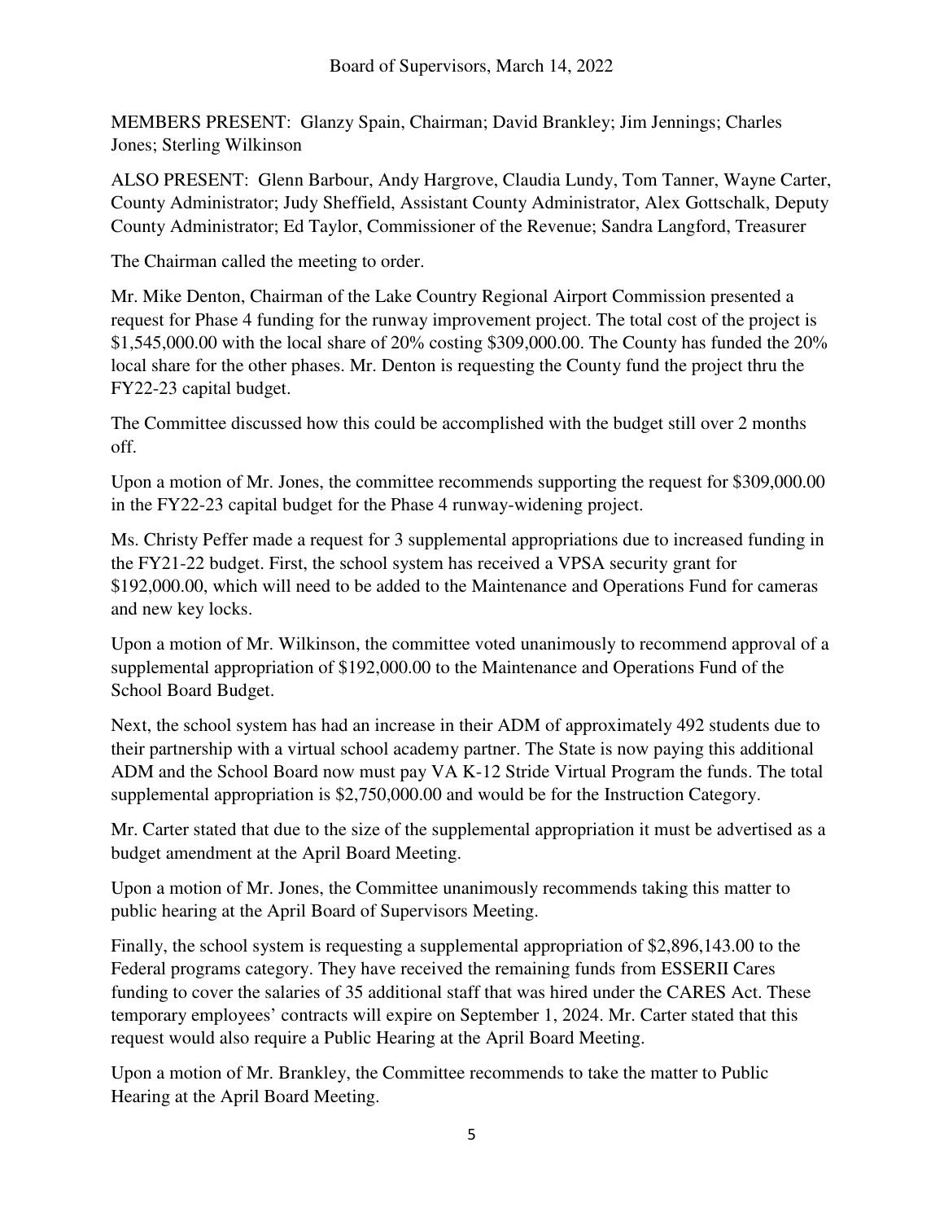Board of Supervisors, March 14, 2022

MEMBERS PRESENT: Glanzy Spain, Chairman; David Brankley; Jim Jennings; Charles Jones; Sterling Wilkinson

ALSO PRESENT: Glenn Barbour, Andy Hargrove, Claudia Lundy, Tom Tanner, Wayne Carter, County Administrator; Judy Sheffield, Assistant County Administrator, Alex Gottschalk, Deputy County Administrator; Ed Taylor, Commissioner of the Revenue; Sandra Langford, Treasurer

The Chairman called the meeting to order.

Mr. Mike Denton, Chairman of the Lake Country Regional Airport Commission presented a request for Phase 4 funding for the runway improvement project. The total cost of the project is $1,545,000.00 with the local share of 20% costing $309,000.00. The County has funded the 20% local share for the other phases. Mr. Denton is requesting the County fund the project thru the FY22-23 capital budget.

The Committee discussed how this could be accomplished with the budget still over 2 months off.

Upon a motion of Mr. Jones, the committee recommends supporting the request for $309,000.00 in the FY22-23 capital budget for the Phase 4 runway-widening project.

Ms. Christy Peffer made a request for 3 supplemental appropriations due to increased funding in the FY21-22 budget. First, the school system has received a VPSA security grant for $192,000.00, which will need to be added to the Maintenance and Operations Fund for cameras and new key locks.

Upon a motion of Mr. Wilkinson, the committee voted unanimously to recommend approval of a supplemental appropriation of $192,000.00 to the Maintenance and Operations Fund of the School Board Budget.

Next, the school system has had an increase in their ADM of approximately 492 students due to their partnership with a virtual school academy partner. The State is now paying this additional ADM and the School Board now must pay VA K-12 Stride Virtual Program the funds. The total supplemental appropriation is $2,750,000.00 and would be for the Instruction Category.

Mr. Carter stated that due to the size of the supplemental appropriation it must be advertised as a budget amendment at the April Board Meeting.

Upon a motion of Mr. Jones, the Committee unanimously recommends taking this matter to public hearing at the April Board of Supervisors Meeting.

Finally, the school system is requesting a supplemental appropriation of $2,896,143.00 to the Federal programs category. They have received the remaining funds from ESSERII Cares funding to cover the salaries of 35 additional staff that was hired under the CARES Act. These temporary employees' contracts will expire on September 1, 2024. Mr. Carter stated that this request would also require a Public Hearing at the April Board Meeting.

Upon a motion of Mr. Brankley, the Committee recommends to take the matter to Public Hearing at the April Board Meeting.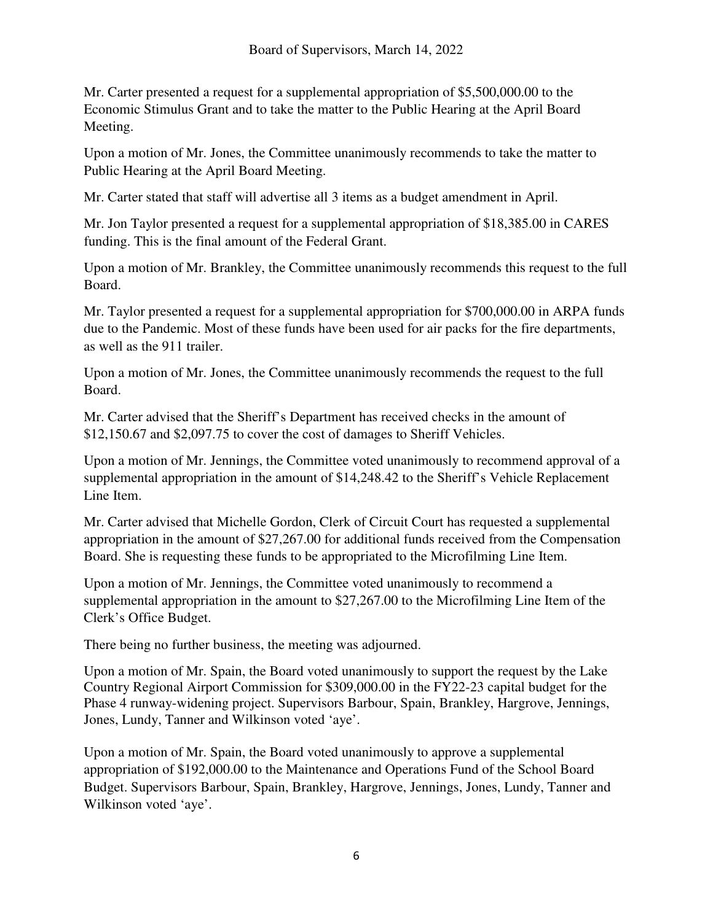Mr. Carter presented a request for a supplemental appropriation of $5,500,000.00 to the Economic Stimulus Grant and to take the matter to the Public Hearing at the April Board Meeting.

Upon a motion of Mr. Jones, the Committee unanimously recommends to take the matter to Public Hearing at the April Board Meeting.

Mr. Carter stated that staff will advertise all 3 items as a budget amendment in April.

Mr. Jon Taylor presented a request for a supplemental appropriation of $18,385.00 in CARES funding. This is the final amount of the Federal Grant.

Upon a motion of Mr. Brankley, the Committee unanimously recommends this request to the full Board.

Mr. Taylor presented a request for a supplemental appropriation for $700,000.00 in ARPA funds due to the Pandemic. Most of these funds have been used for air packs for the fire departments, as well as the 911 trailer.

Upon a motion of Mr. Jones, the Committee unanimously recommends the request to the full Board.

Mr. Carter advised that the Sheriff's Department has received checks in the amount of $12,150.67 and $2,097.75 to cover the cost of damages to Sheriff Vehicles.

Upon a motion of Mr. Jennings, the Committee voted unanimously to recommend approval of a supplemental appropriation in the amount of $14,248.42 to the Sheriff's Vehicle Replacement Line Item.

Mr. Carter advised that Michelle Gordon, Clerk of Circuit Court has requested a supplemental appropriation in the amount of $27,267.00 for additional funds received from the Compensation Board. She is requesting these funds to be appropriated to the Microfilming Line Item.

Upon a motion of Mr. Jennings, the Committee voted unanimously to recommend a supplemental appropriation in the amount to $27,267.00 to the Microfilming Line Item of the Clerk's Office Budget.

There being no further business, the meeting was adjourned.

Upon a motion of Mr. Spain, the Board voted unanimously to support the request by the Lake Country Regional Airport Commission for $309,000.00 in the FY22-23 capital budget for the Phase 4 runway-widening project. Supervisors Barbour, Spain, Brankley, Hargrove, Jennings, Jones, Lundy, Tanner and Wilkinson voted 'aye'.

Upon a motion of Mr. Spain, the Board voted unanimously to approve a supplemental appropriation of $192,000.00 to the Maintenance and Operations Fund of the School Board Budget. Supervisors Barbour, Spain, Brankley, Hargrove, Jennings, Jones, Lundy, Tanner and Wilkinson voted 'aye'.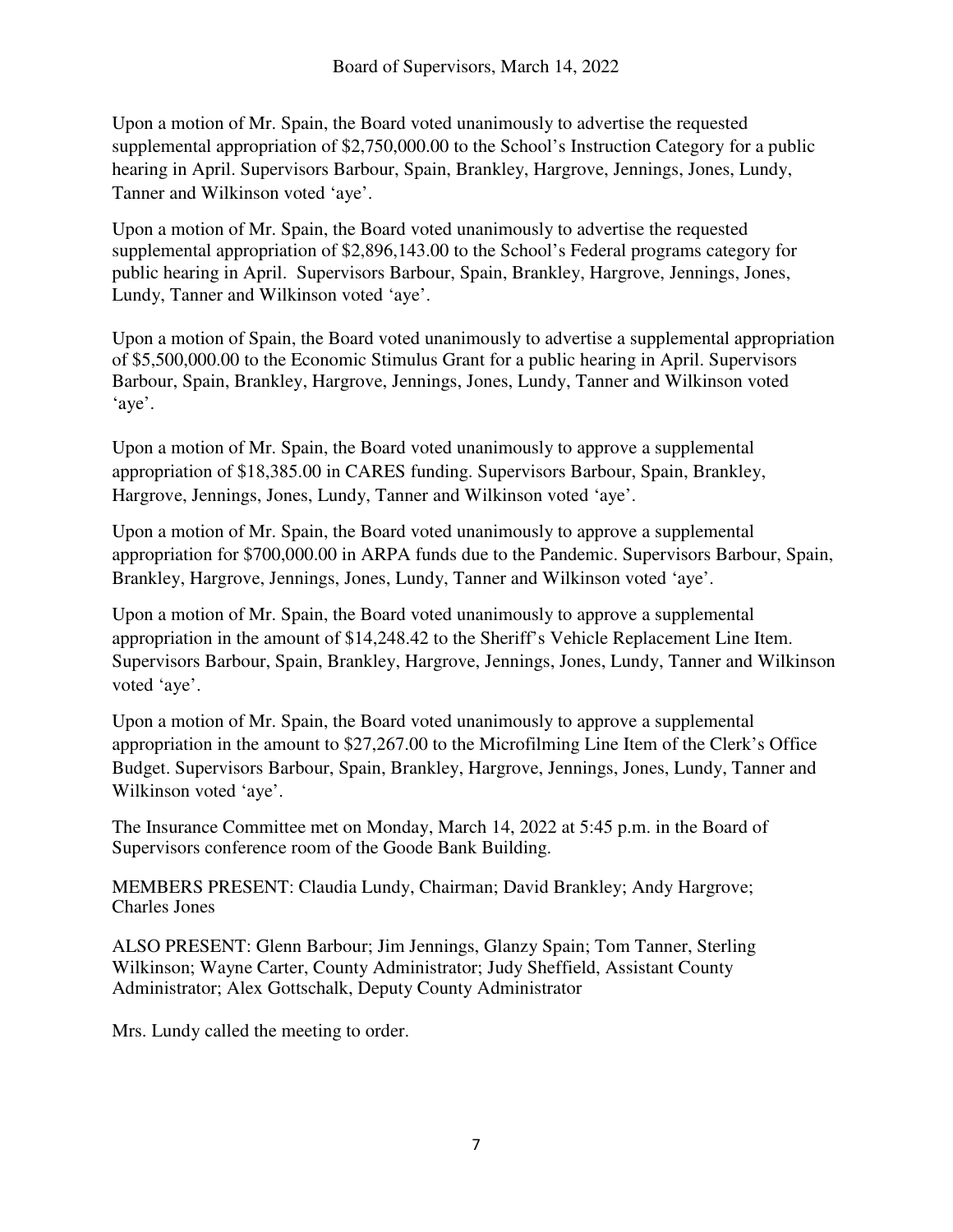Upon a motion of Mr. Spain, the Board voted unanimously to advertise the requested supplemental appropriation of $2,750,000.00 to the School's Instruction Category for a public hearing in April. Supervisors Barbour, Spain, Brankley, Hargrove, Jennings, Jones, Lundy, Tanner and Wilkinson voted 'aye'.

Upon a motion of Mr. Spain, the Board voted unanimously to advertise the requested supplemental appropriation of $2,896,143.00 to the School's Federal programs category for public hearing in April. Supervisors Barbour, Spain, Brankley, Hargrove, Jennings, Jones, Lundy, Tanner and Wilkinson voted 'aye'.

Upon a motion of Spain, the Board voted unanimously to advertise a supplemental appropriation of $5,500,000.00 to the Economic Stimulus Grant for a public hearing in April. Supervisors Barbour, Spain, Brankley, Hargrove, Jennings, Jones, Lundy, Tanner and Wilkinson voted 'aye'.

Upon a motion of Mr. Spain, the Board voted unanimously to approve a supplemental appropriation of $18,385.00 in CARES funding. Supervisors Barbour, Spain, Brankley, Hargrove, Jennings, Jones, Lundy, Tanner and Wilkinson voted 'aye'.

Upon a motion of Mr. Spain, the Board voted unanimously to approve a supplemental appropriation for $700,000.00 in ARPA funds due to the Pandemic. Supervisors Barbour, Spain, Brankley, Hargrove, Jennings, Jones, Lundy, Tanner and Wilkinson voted 'aye'.

Upon a motion of Mr. Spain, the Board voted unanimously to approve a supplemental appropriation in the amount of $14,248.42 to the Sheriff's Vehicle Replacement Line Item. Supervisors Barbour, Spain, Brankley, Hargrove, Jennings, Jones, Lundy, Tanner and Wilkinson voted 'aye'.

Upon a motion of Mr. Spain, the Board voted unanimously to approve a supplemental appropriation in the amount to $27,267.00 to the Microfilming Line Item of the Clerk's Office Budget. Supervisors Barbour, Spain, Brankley, Hargrove, Jennings, Jones, Lundy, Tanner and Wilkinson voted 'aye'.

The Insurance Committee met on Monday, March 14, 2022 at 5:45 p.m. in the Board of Supervisors conference room of the Goode Bank Building.

MEMBERS PRESENT: Claudia Lundy, Chairman; David Brankley; Andy Hargrove; Charles Jones

ALSO PRESENT: Glenn Barbour; Jim Jennings, Glanzy Spain; Tom Tanner, Sterling Wilkinson; Wayne Carter, County Administrator; Judy Sheffield, Assistant County Administrator; Alex Gottschalk, Deputy County Administrator

Mrs. Lundy called the meeting to order.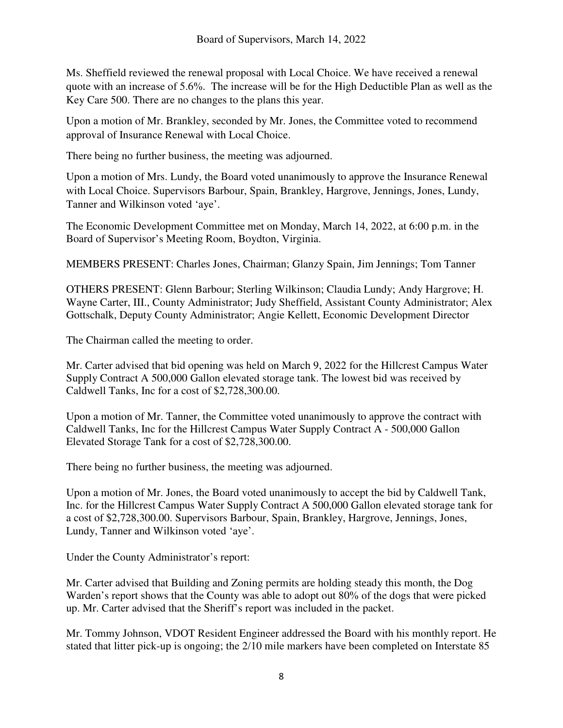Ms. Sheffield reviewed the renewal proposal with Local Choice. We have received a renewal quote with an increase of 5.6%. The increase will be for the High Deductible Plan as well as the Key Care 500. There are no changes to the plans this year.

Upon a motion of Mr. Brankley, seconded by Mr. Jones, the Committee voted to recommend approval of Insurance Renewal with Local Choice.

There being no further business, the meeting was adjourned.

Upon a motion of Mrs. Lundy, the Board voted unanimously to approve the Insurance Renewal with Local Choice. Supervisors Barbour, Spain, Brankley, Hargrove, Jennings, Jones, Lundy, Tanner and Wilkinson voted 'aye'.

The Economic Development Committee met on Monday, March 14, 2022, at 6:00 p.m. in the Board of Supervisor's Meeting Room, Boydton, Virginia.

MEMBERS PRESENT: Charles Jones, Chairman; Glanzy Spain, Jim Jennings; Tom Tanner

OTHERS PRESENT: Glenn Barbour; Sterling Wilkinson; Claudia Lundy; Andy Hargrove; H. Wayne Carter, III., County Administrator; Judy Sheffield, Assistant County Administrator; Alex Gottschalk, Deputy County Administrator; Angie Kellett, Economic Development Director

The Chairman called the meeting to order.

Mr. Carter advised that bid opening was held on March 9, 2022 for the Hillcrest Campus Water Supply Contract A 500,000 Gallon elevated storage tank. The lowest bid was received by Caldwell Tanks, Inc for a cost of $2,728,300.00.

Upon a motion of Mr. Tanner, the Committee voted unanimously to approve the contract with Caldwell Tanks, Inc for the Hillcrest Campus Water Supply Contract A - 500,000 Gallon Elevated Storage Tank for a cost of $2,728,300.00.

There being no further business, the meeting was adjourned.

Upon a motion of Mr. Jones, the Board voted unanimously to accept the bid by Caldwell Tank, Inc. for the Hillcrest Campus Water Supply Contract A 500,000 Gallon elevated storage tank for a cost of $2,728,300.00. Supervisors Barbour, Spain, Brankley, Hargrove, Jennings, Jones, Lundy, Tanner and Wilkinson voted 'aye'.

Under the County Administrator's report:

Mr. Carter advised that Building and Zoning permits are holding steady this month, the Dog Warden's report shows that the County was able to adopt out 80% of the dogs that were picked up. Mr. Carter advised that the Sheriff's report was included in the packet.

Mr. Tommy Johnson, VDOT Resident Engineer addressed the Board with his monthly report. He stated that litter pick-up is ongoing; the 2/10 mile markers have been completed on Interstate 85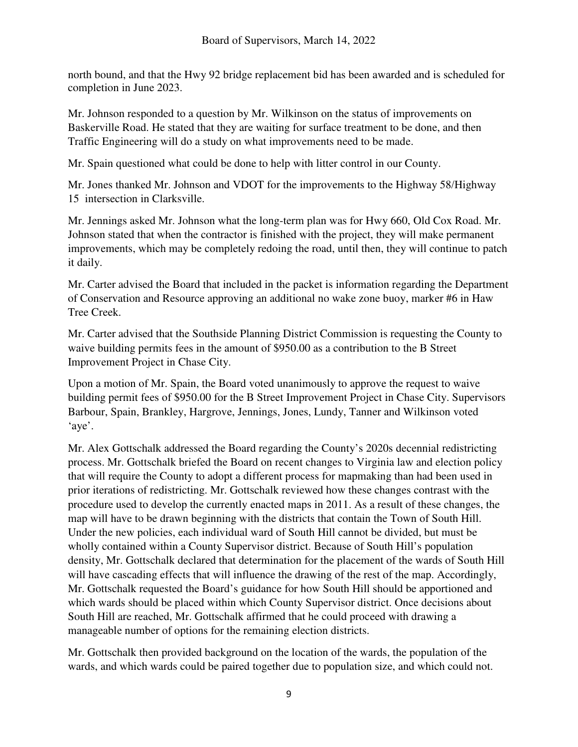north bound, and that the Hwy 92 bridge replacement bid has been awarded and is scheduled for completion in June 2023.

Mr. Johnson responded to a question by Mr. Wilkinson on the status of improvements on Baskerville Road. He stated that they are waiting for surface treatment to be done, and then Traffic Engineering will do a study on what improvements need to be made.

Mr. Spain questioned what could be done to help with litter control in our County.

Mr. Jones thanked Mr. Johnson and VDOT for the improvements to the Highway 58/Highway 15 intersection in Clarksville.

Mr. Jennings asked Mr. Johnson what the long-term plan was for Hwy 660, Old Cox Road. Mr. Johnson stated that when the contractor is finished with the project, they will make permanent improvements, which may be completely redoing the road, until then, they will continue to patch it daily.

Mr. Carter advised the Board that included in the packet is information regarding the Department of Conservation and Resource approving an additional no wake zone buoy, marker #6 in Haw Tree Creek.

Mr. Carter advised that the Southside Planning District Commission is requesting the County to waive building permits fees in the amount of $950.00 as a contribution to the B Street Improvement Project in Chase City.

Upon a motion of Mr. Spain, the Board voted unanimously to approve the request to waive building permit fees of $950.00 for the B Street Improvement Project in Chase City. Supervisors Barbour, Spain, Brankley, Hargrove, Jennings, Jones, Lundy, Tanner and Wilkinson voted 'aye'.

Mr. Alex Gottschalk addressed the Board regarding the County's 2020s decennial redistricting process. Mr. Gottschalk briefed the Board on recent changes to Virginia law and election policy that will require the County to adopt a different process for mapmaking than had been used in prior iterations of redistricting. Mr. Gottschalk reviewed how these changes contrast with the procedure used to develop the currently enacted maps in 2011. As a result of these changes, the map will have to be drawn beginning with the districts that contain the Town of South Hill. Under the new policies, each individual ward of South Hill cannot be divided, but must be wholly contained within a County Supervisor district. Because of South Hill's population density, Mr. Gottschalk declared that determination for the placement of the wards of South Hill will have cascading effects that will influence the drawing of the rest of the map. Accordingly, Mr. Gottschalk requested the Board's guidance for how South Hill should be apportioned and which wards should be placed within which County Supervisor district. Once decisions about South Hill are reached, Mr. Gottschalk affirmed that he could proceed with drawing a manageable number of options for the remaining election districts.

Mr. Gottschalk then provided background on the location of the wards, the population of the wards, and which wards could be paired together due to population size, and which could not.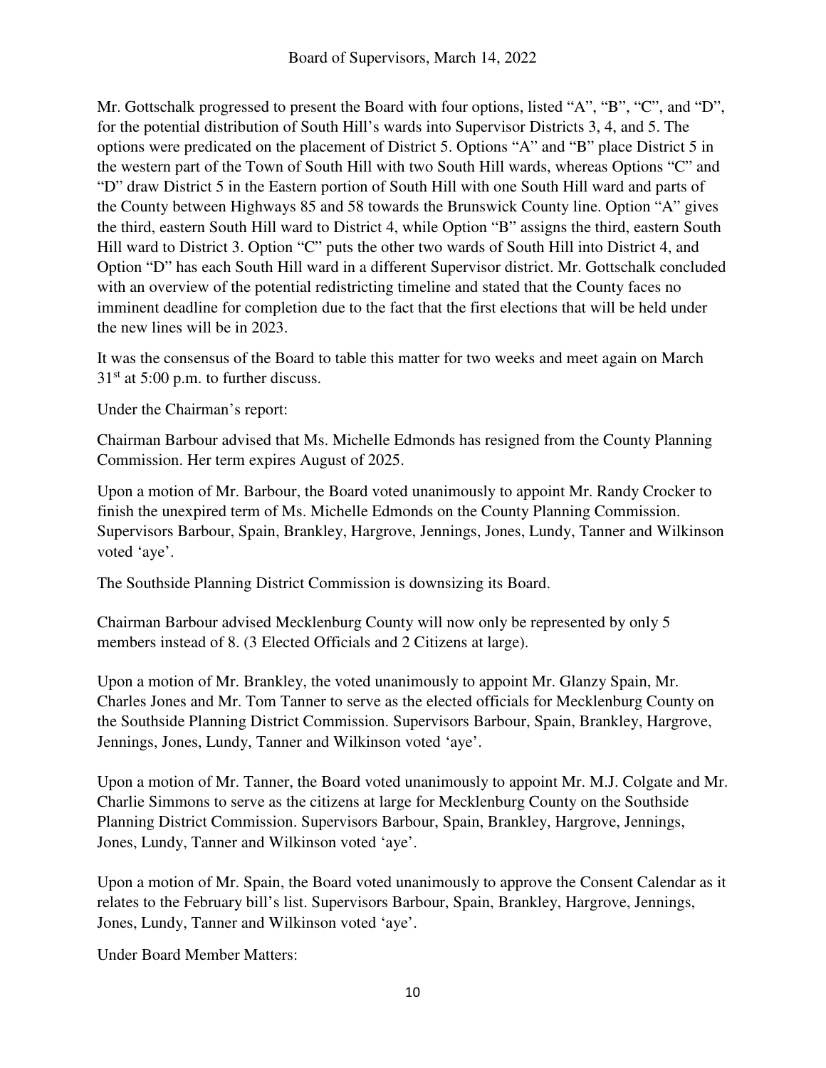Mr. Gottschalk progressed to present the Board with four options, listed "A", "B", "C", and "D", for the potential distribution of South Hill's wards into Supervisor Districts 3, 4, and 5. The options were predicated on the placement of District 5. Options "A" and "B" place District 5 in the western part of the Town of South Hill with two South Hill wards, whereas Options "C" and "D" draw District 5 in the Eastern portion of South Hill with one South Hill ward and parts of the County between Highways 85 and 58 towards the Brunswick County line. Option "A" gives the third, eastern South Hill ward to District 4, while Option "B" assigns the third, eastern South Hill ward to District 3. Option "C" puts the other two wards of South Hill into District 4, and Option "D" has each South Hill ward in a different Supervisor district. Mr. Gottschalk concluded with an overview of the potential redistricting timeline and stated that the County faces no imminent deadline for completion due to the fact that the first elections that will be held under the new lines will be in 2023.

It was the consensus of the Board to table this matter for two weeks and meet again on March 31st at 5:00 p.m. to further discuss.

Under the Chairman's report:

Chairman Barbour advised that Ms. Michelle Edmonds has resigned from the County Planning Commission. Her term expires August of 2025.

Upon a motion of Mr. Barbour, the Board voted unanimously to appoint Mr. Randy Crocker to finish the unexpired term of Ms. Michelle Edmonds on the County Planning Commission. Supervisors Barbour, Spain, Brankley, Hargrove, Jennings, Jones, Lundy, Tanner and Wilkinson voted 'aye'.

The Southside Planning District Commission is downsizing its Board.

Chairman Barbour advised Mecklenburg County will now only be represented by only 5 members instead of 8. (3 Elected Officials and 2 Citizens at large).

Upon a motion of Mr. Brankley, the voted unanimously to appoint Mr. Glanzy Spain, Mr. Charles Jones and Mr. Tom Tanner to serve as the elected officials for Mecklenburg County on the Southside Planning District Commission. Supervisors Barbour, Spain, Brankley, Hargrove, Jennings, Jones, Lundy, Tanner and Wilkinson voted 'aye'.

Upon a motion of Mr. Tanner, the Board voted unanimously to appoint Mr. M.J. Colgate and Mr. Charlie Simmons to serve as the citizens at large for Mecklenburg County on the Southside Planning District Commission. Supervisors Barbour, Spain, Brankley, Hargrove, Jennings, Jones, Lundy, Tanner and Wilkinson voted 'aye'.

Upon a motion of Mr. Spain, the Board voted unanimously to approve the Consent Calendar as it relates to the February bill's list. Supervisors Barbour, Spain, Brankley, Hargrove, Jennings, Jones, Lundy, Tanner and Wilkinson voted 'aye'.

Under Board Member Matters: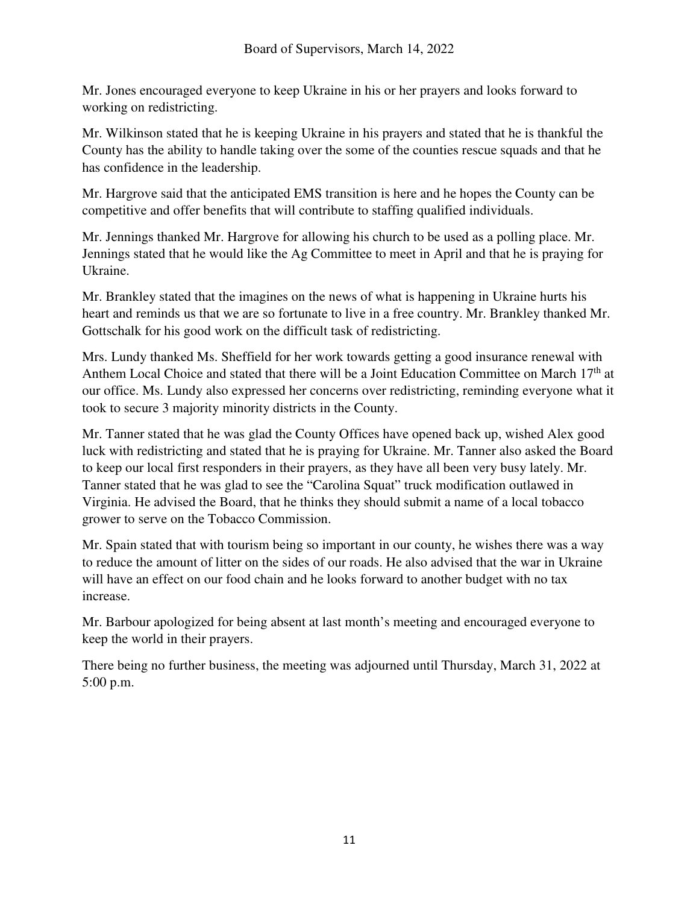Mr. Jones encouraged everyone to keep Ukraine in his or her prayers and looks forward to working on redistricting.

Mr. Wilkinson stated that he is keeping Ukraine in his prayers and stated that he is thankful the County has the ability to handle taking over the some of the counties rescue squads and that he has confidence in the leadership.

Mr. Hargrove said that the anticipated EMS transition is here and he hopes the County can be competitive and offer benefits that will contribute to staffing qualified individuals.

Mr. Jennings thanked Mr. Hargrove for allowing his church to be used as a polling place. Mr. Jennings stated that he would like the Ag Committee to meet in April and that he is praying for Ukraine.

Mr. Brankley stated that the imagines on the news of what is happening in Ukraine hurts his heart and reminds us that we are so fortunate to live in a free country. Mr. Brankley thanked Mr. Gottschalk for his good work on the difficult task of redistricting.

Mrs. Lundy thanked Ms. Sheffield for her work towards getting a good insurance renewal with Anthem Local Choice and stated that there will be a Joint Education Committee on March 17th at our office. Ms. Lundy also expressed her concerns over redistricting, reminding everyone what it took to secure 3 majority minority districts in the County.

Mr. Tanner stated that he was glad the County Offices have opened back up, wished Alex good luck with redistricting and stated that he is praying for Ukraine. Mr. Tanner also asked the Board to keep our local first responders in their prayers, as they have all been very busy lately. Mr. Tanner stated that he was glad to see the "Carolina Squat" truck modification outlawed in Virginia. He advised the Board, that he thinks they should submit a name of a local tobacco grower to serve on the Tobacco Commission.

Mr. Spain stated that with tourism being so important in our county, he wishes there was a way to reduce the amount of litter on the sides of our roads. He also advised that the war in Ukraine will have an effect on our food chain and he looks forward to another budget with no tax increase.

Mr. Barbour apologized for being absent at last month's meeting and encouraged everyone to keep the world in their prayers.

There being no further business, the meeting was adjourned until Thursday, March 31, 2022 at 5:00 p.m.